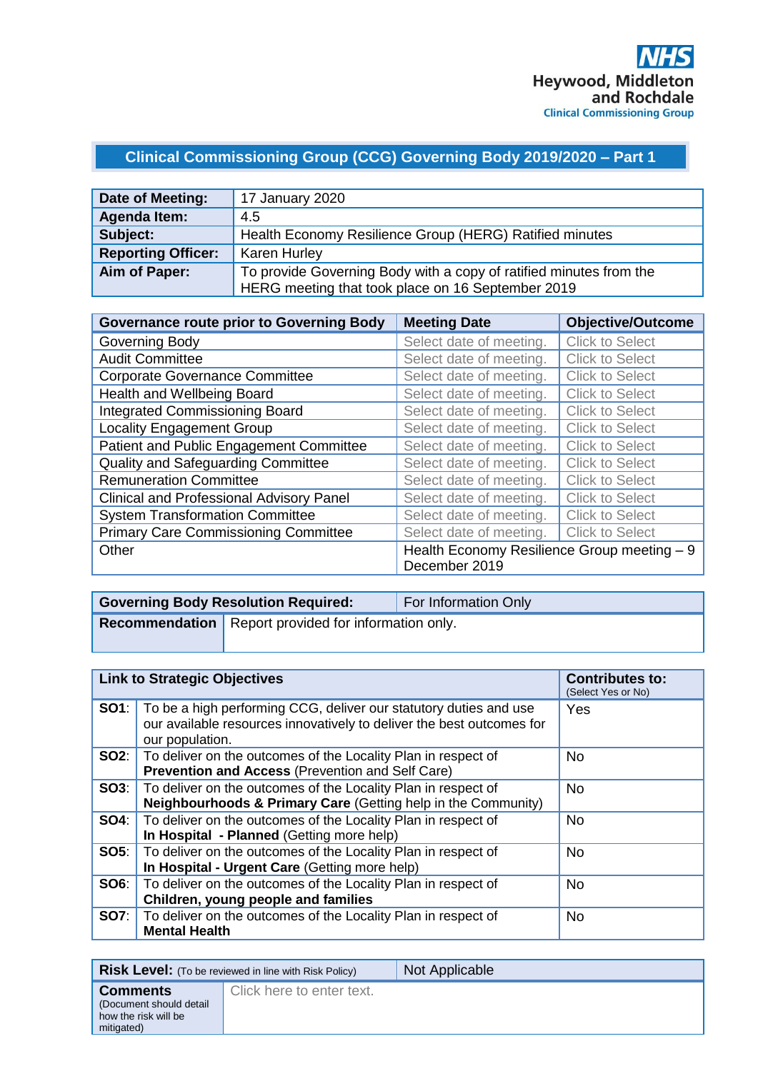NHS
Heywood, Middleton and Rochdale
Clinical Commissioning Group

## Clinical Commissioning Group (CCG) Governing Body 2019/2020 – Part 1

| **Date of Meeting:** | 17 January 2020 |
|---|---|
| **Agenda Item:** | 4.5 |
| **Subject:** | Health Economy Resilience Group (HERG) Ratified minutes |
| **Reporting Officer:** | Karen Hurley |
| **Aim of Paper:** | To provide Governing Body with a copy of ratified minutes from the HERG meeting that took place on 16 September 2019 |

| **Governance route prior to Governing Body** | **Meeting Date** | **Objective/Outcome** |
|---|---|---|
| Governing Body | Select date of meeting. | Click to Select |
| Audit Committee | Select date of meeting. | Click to Select |
| Corporate Governance Committee | Select date of meeting. | Click to Select |
| Health and Wellbeing Board | Select date of meeting. | Click to Select |
| Integrated Commissioning Board | Select date of meeting. | Click to Select |
| Locality Engagement Group | Select date of meeting. | Click to Select |
| Patient and Public Engagement Committee | Select date of meeting. | Click to Select |
| Quality and Safeguarding Committee | Select date of meeting. | Click to Select |
| Remuneration Committee | Select date of meeting. | Click to Select |
| Clinical and Professional Advisory Panel | Select date of meeting. | Click to Select |
| System Transformation Committee | Select date of meeting. | Click to Select |
| Primary Care Commissioning Committee | Select date of meeting. | Click to Select |
| Other | Health Economy Resilience Group meeting – 9 December 2019 | |

| **Governing Body Resolution Required:** | For Information Only |
|---|---|
| **Recommendation** | Report provided for information only. |

| **Link to Strategic Objectives** | | **Contributes to:** (Select Yes or No) |
|---|---|---|
| **SO1**: | To be a high performing CCG, deliver our statutory duties and use our available resources innovatively to deliver the best outcomes for our population. | Yes |
| **SO2**: | To deliver on the outcomes of the Locality Plan in respect of **Prevention and Access** (Prevention and Self Care) | No |
| **SO3**: | To deliver on the outcomes of the Locality Plan in respect of **Neighbourhoods & Primary Care** (Getting help in the Community) | No |
| **SO4**: | To deliver on the outcomes of the Locality Plan in respect of **In Hospital - Planned** (Getting more help) | No |
| **SO5**: | To deliver on the outcomes of the Locality Plan in respect of **In Hospital - Urgent Care** (Getting more help) | No |
| **SO6**: | To deliver on the outcomes of the Locality Plan in respect of **Children, young people and families** | No |
| **SO7**: | To deliver on the outcomes of the Locality Plan in respect of **Mental Health** | No |

| **Risk Level:** (To be reviewed in line with Risk Policy) | Not Applicable |
|---|---|
| **Comments** (Document should detail how the risk will be mitigated) | Click here to enter text. |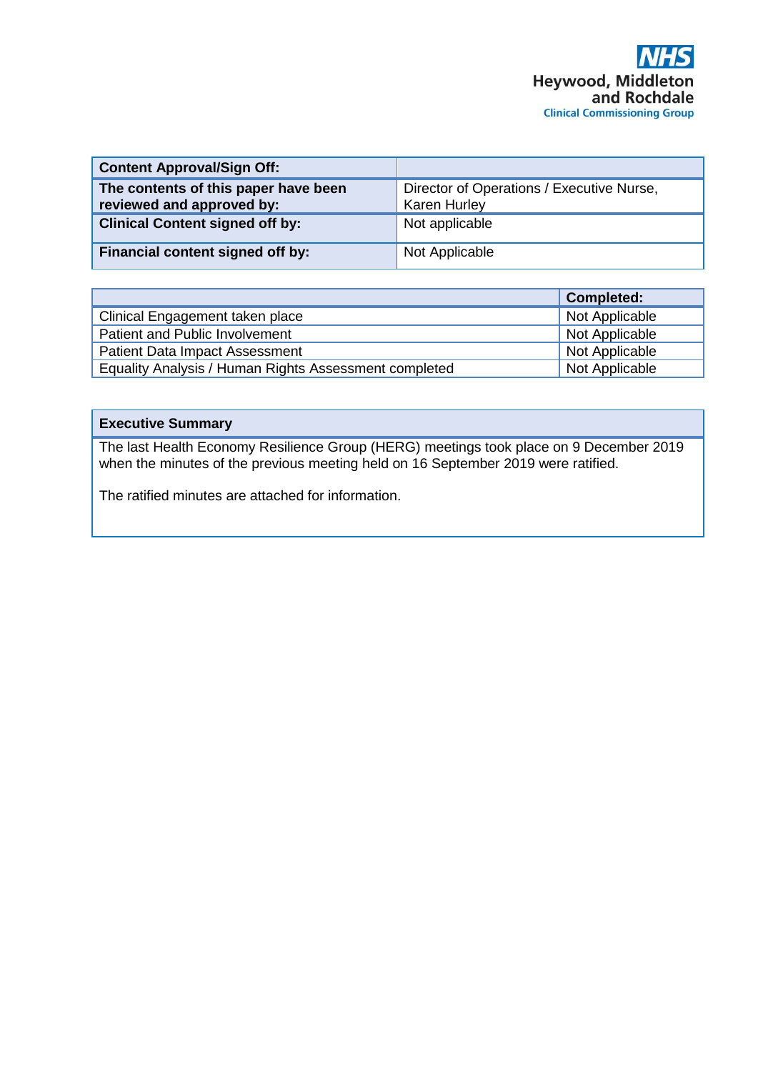NHS Heywood, Middleton and Rochdale Clinical Commissioning Group

| Content Approval/Sign Off: | |
|---|---|
| **The contents of this paper have been reviewed and approved by:** | Director of Operations / Executive Nurse, Karen Hurley |
| **Clinical Content signed off by:** | Not applicable |
| **Financial content signed off by:** | Not Applicable |

| | Completed: |
|---|---|
| Clinical Engagement taken place | Not Applicable |
| Patient and Public Involvement | Not Applicable |
| Patient Data Impact Assessment | Not Applicable |
| Equality Analysis / Human Rights Assessment completed | Not Applicable |

| Executive Summary |
|---|
| The last Health Economy Resilience Group (HERG) meetings took place on 9 December 2019 when the minutes of the previous meeting held on 16 September 2019 were ratified.<br><br>The ratified minutes are attached for information. |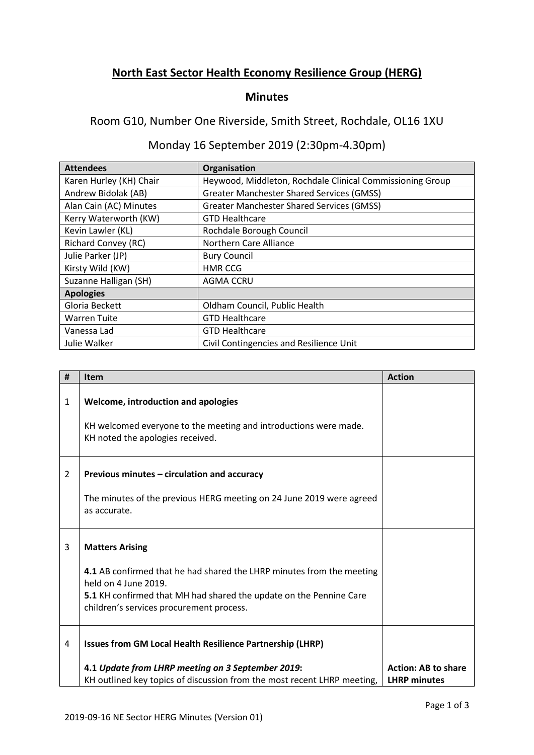# North East Sector Health Economy Resilience Group (HERG)

## Minutes

Room G10, Number One Riverside, Smith Street, Rochdale, OL16 1XU

Monday 16 September 2019 (2:30pm-4.30pm)

| Attendees | Organisation |
|---|---|
| Karen Hurley (KH) Chair | Heywood, Middleton, Rochdale Clinical Commissioning Group |
| Andrew Bidolak (AB) | Greater Manchester Shared Services (GMSS) |
| Alan Cain (AC) Minutes | Greater Manchester Shared Services (GMSS) |
| Kerry Waterworth (KW) | GTD Healthcare |
| Kevin Lawler (KL) | Rochdale Borough Council |
| Richard Convey (RC) | Northern Care Alliance |
| Julie Parker (JP) | Bury Council |
| Kirsty Wild (KW) | HMR CCG |
| Suzanne Halligan (SH) | AGMA CCRU |
| **Apologies** | |
| Gloria Beckett | Oldham Council, Public Health |
| Warren Tuite | GTD Healthcare |
| Vanessa Lad | GTD Healthcare |
| Julie Walker | Civil Contingencies and Resilience Unit |

| # | Item | Action |
|---|---|---|
| 1 | **Welcome, introduction and apologies**<br><br>KH welcomed everyone to the meeting and introductions were made. KH noted the apologies received. | |
| 2 | **Previous minutes – circulation and accuracy**<br><br>The minutes of the previous HERG meeting on 24 June 2019 were agreed as accurate. | |
| 3 | **Matters Arising**<br><br>**4.1** AB confirmed that he had shared the LHRP minutes from the meeting held on 4 June 2019.<br>**5.1** KH confirmed that MH had shared the update on the Pennine Care children's services procurement process. | |
| 4 | **Issues from GM Local Health Resilience Partnership (LHRP)**<br><br>***4.1 Update from LHRP meeting on 3 September 2019*:**<br>KH outlined key topics of discussion from the most recent LHRP meeting, | **Action: AB to share LHRP minutes** |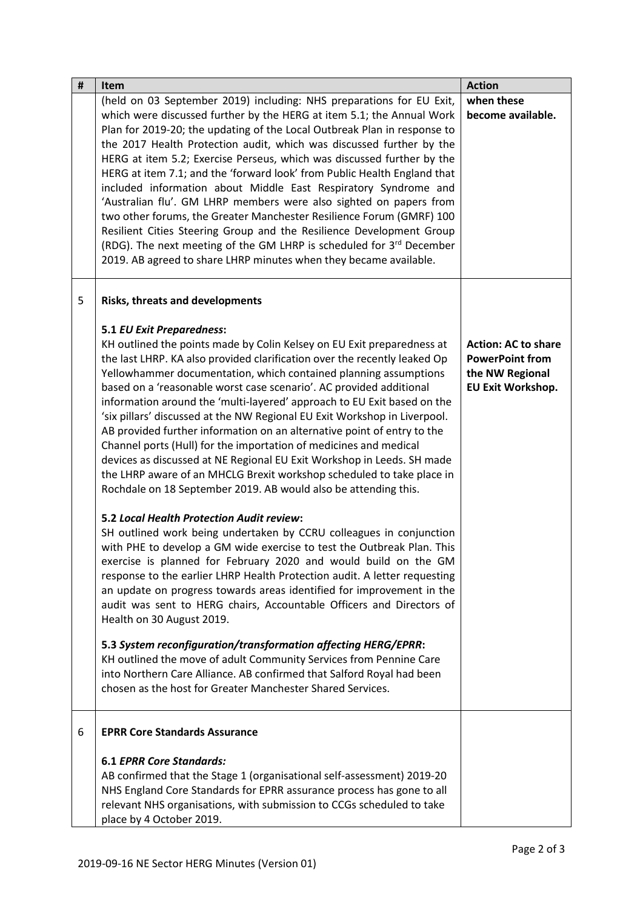| # | Item | Action |
|---|---|---|
| | (held on 03 September 2019) including: NHS preparations for EU Exit, which were discussed further by the HERG at item 5.1; the Annual Work Plan for 2019-20; the updating of the Local Outbreak Plan in response to the 2017 Health Protection audit, which was discussed further by the HERG at item 5.2; Exercise Perseus, which was discussed further by the HERG at item 7.1; and the 'forward look' from Public Health England that included information about Middle East Respiratory Syndrome and 'Australian flu'. GM LHRP members were also sighted on papers from two other forums, the Greater Manchester Resilience Forum (GMRF) 100 Resilient Cities Steering Group and the Resilience Development Group (RDG). The next meeting of the GM LHRP is scheduled for 3rd December 2019. AB agreed to share LHRP minutes when they became available. | **when these become available.** |
| 5 | **Risks, threats and developments**<br><br>**5.1 *EU Exit Preparedness*:**<br>KH outlined the points made by Colin Kelsey on EU Exit preparedness at the last LHRP. KA also provided clarification over the recently leaked Op Yellowhammer documentation, which contained planning assumptions based on a 'reasonable worst case scenario'. AC provided additional information around the 'multi-layered' approach to EU Exit based on the 'six pillars' discussed at the NW Regional EU Exit Workshop in Liverpool. AB provided further information on an alternative point of entry to the Channel ports (Hull) for the importation of medicines and medical devices as discussed at NE Regional EU Exit Workshop in Leeds. SH made the LHRP aware of an MHCLG Brexit workshop scheduled to take place in Rochdale on 18 September 2019. AB would also be attending this.<br><br>**5.2 *Local Health Protection Audit review*:**<br>SH outlined work being undertaken by CCRU colleagues in conjunction with PHE to develop a GM wide exercise to test the Outbreak Plan. This exercise is planned for February 2020 and would build on the GM response to the earlier LHRP Health Protection audit. A letter requesting an update on progress towards areas identified for improvement in the audit was sent to HERG chairs, Accountable Officers and Directors of Health on 30 August 2019.<br><br>**5.3 *System reconfiguration/transformation affecting HERG/EPRR*:**<br>KH outlined the move of adult Community Services from Pennine Care into Northern Care Alliance. AB confirmed that Salford Royal had been chosen as the host for Greater Manchester Shared Services. | **Action: AC to share PowerPoint from the NW Regional EU Exit Workshop.** |
| 6 | **EPRR Core Standards Assurance**<br><br>**6.1 *EPRR Core Standards:***<br>AB confirmed that the Stage 1 (organisational self-assessment) 2019-20 NHS England Core Standards for EPRR assurance process has gone to all relevant NHS organisations, with submission to CCGs scheduled to take place by 4 October 2019. | |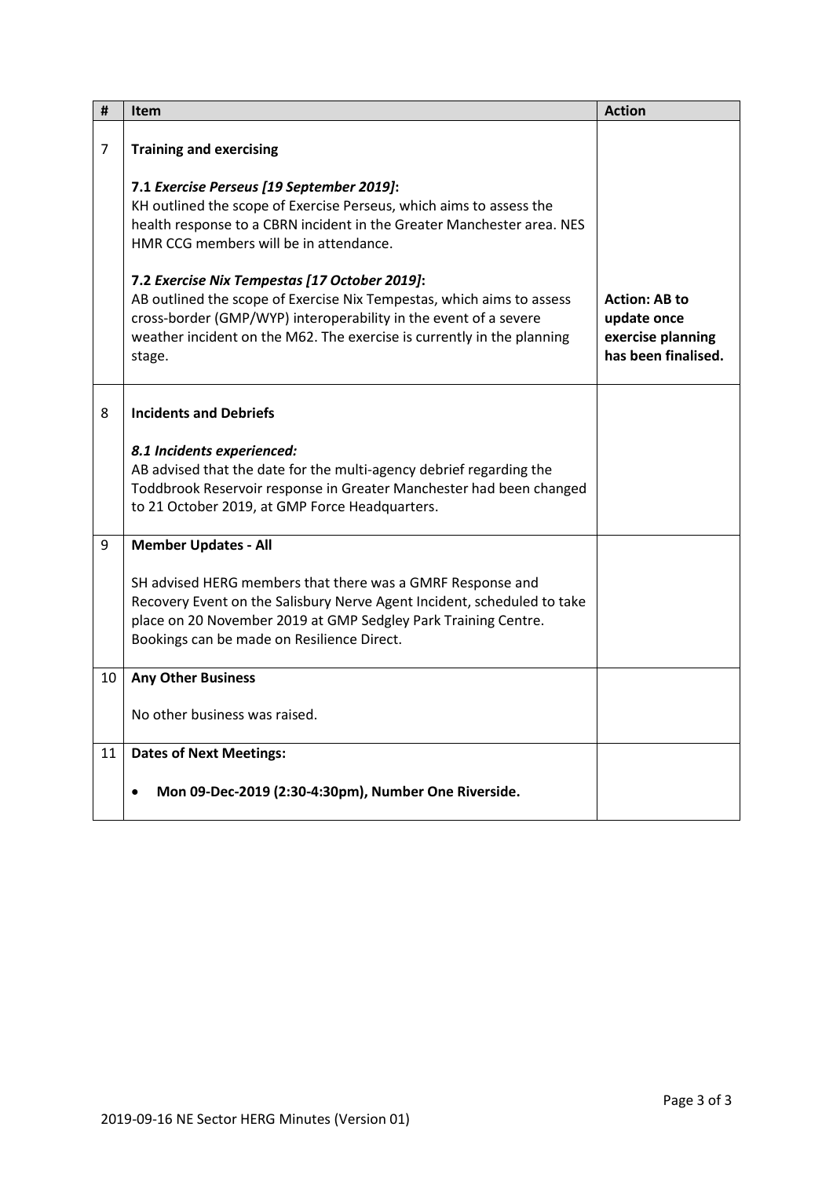| # | Item | Action |
|---|---|---|
| 7 | **Training and exercising**<br><br>**7.1** ***Exercise Perseus [19 September 2019]*****:**<br>KH outlined the scope of Exercise Perseus, which aims to assess the health response to a CBRN incident in the Greater Manchester area. NES HMR CCG members will be in attendance.<br><br>**7.2** ***Exercise Nix Tempestas [17 October 2019]*****:**<br>AB outlined the scope of Exercise Nix Tempestas, which aims to assess cross-border (GMP/WYP) interoperability in the event of a severe weather incident on the M62. The exercise is currently in the planning stage. | **Action: AB to update once exercise planning has been finalised.** |
| 8 | **Incidents and Debriefs**<br><br>***8.1 Incidents experienced:***<br>AB advised that the date for the multi-agency debrief regarding the Toddbrook Reservoir response in Greater Manchester had been changed to 21 October 2019, at GMP Force Headquarters. | |
| 9 | **Member Updates - All**<br><br>SH advised HERG members that there was a GMRF Response and Recovery Event on the Salisbury Nerve Agent Incident, scheduled to take place on 20 November 2019 at GMP Sedgley Park Training Centre. Bookings can be made on Resilience Direct. | |
| 10 | **Any Other Business**<br><br>No other business was raised. | |
| 11 | **Dates of Next Meetings:**<br><br>• **Mon 09-Dec-2019 (2:30-4:30pm), Number One Riverside.** | |

2019-09-16 NE Sector HERG Minutes (Version 01)